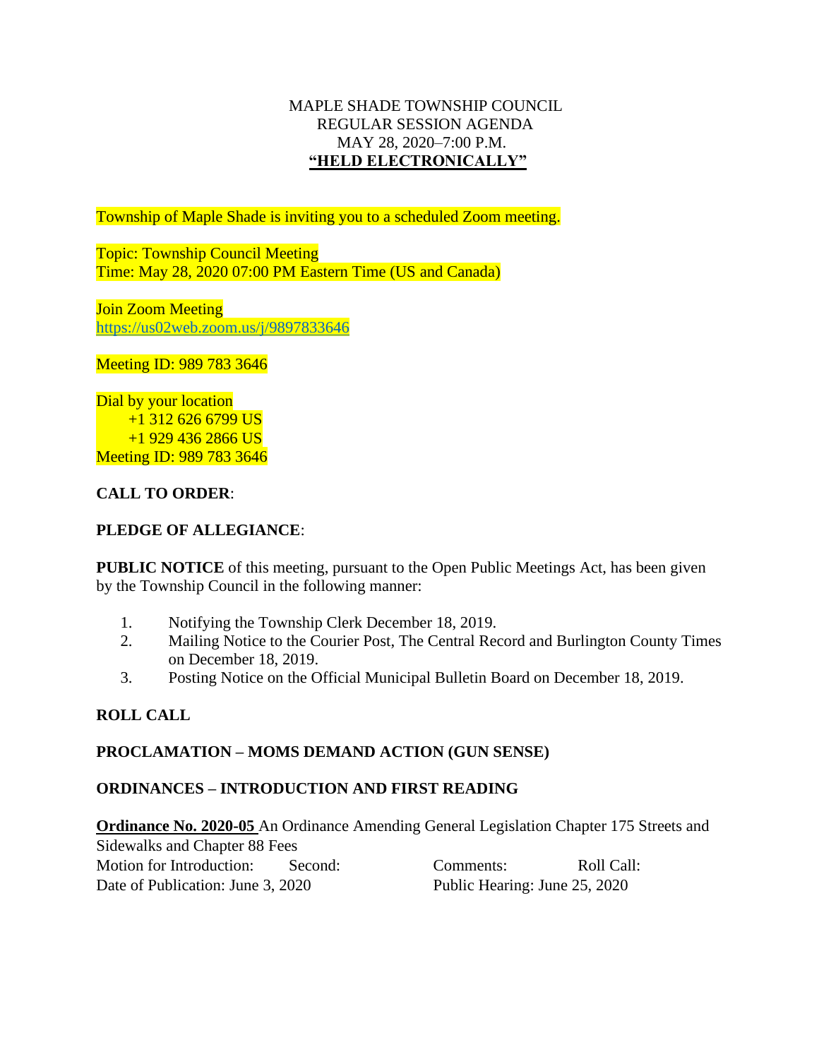# MAPLE SHADE TOWNSHIP COUNCIL
## REGULAR SESSION AGENDA
## MAY 28, 2020–7:00 P.M.
## **"HELD ELECTRONICALLY"**

Township of Maple Shade is inviting you to a scheduled Zoom meeting.

Topic: Township Council Meeting
Time: May 28, 2020 07:00 PM Eastern Time (US and Canada)

Join Zoom Meeting
https://us02web.zoom.us/j/9897833646

Meeting ID: 989 783 3646

Dial by your location
    +1 312 626 6799 US
    +1 929 436 2866 US
Meeting ID: 989 783 3646

**CALL TO ORDER**:

**PLEDGE OF ALLEGIANCE**:

**PUBLIC NOTICE** of this meeting, pursuant to the Open Public Meetings Act, has been given by the Township Council in the following manner:

1. Notifying the Township Clerk December 18, 2019.
2. Mailing Notice to the Courier Post, The Central Record and Burlington County Times on December 18, 2019.
3. Posting Notice on the Official Municipal Bulletin Board on December 18, 2019.

**ROLL CALL**

**PROCLAMATION – MOMS DEMAND ACTION (GUN SENSE)**

**ORDINANCES – INTRODUCTION AND FIRST READING**

**Ordinance No. 2020-05** An Ordinance Amending General Legislation Chapter 175 Streets and Sidewalks and Chapter 88 Fees
Motion for Introduction: Second: Comments: Roll Call:
Date of Publication: June 3, 2020 Public Hearing: June 25, 2020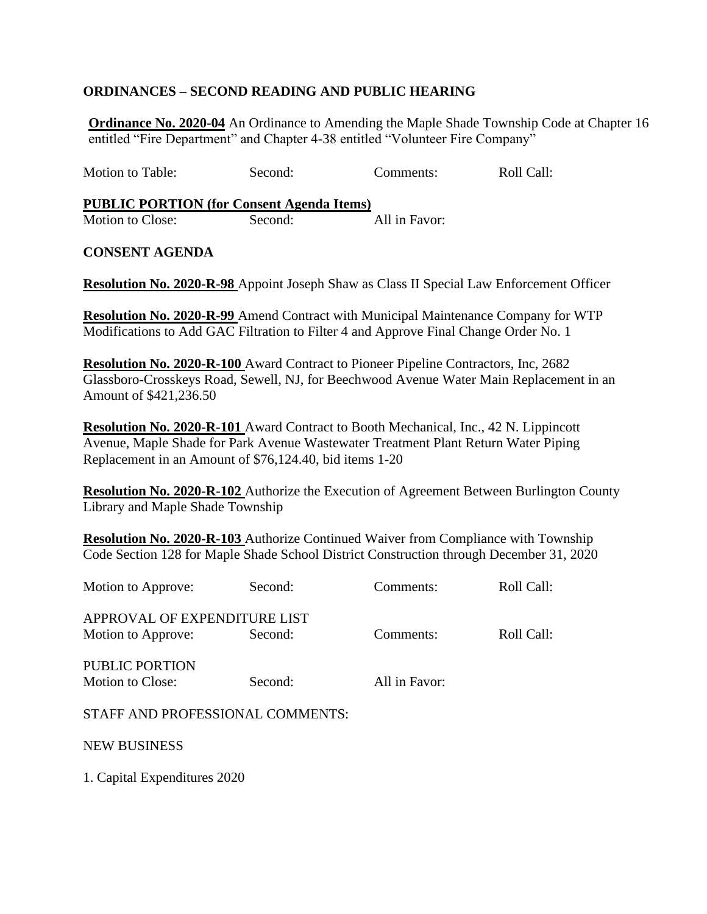**ORDINANCES – SECOND READING AND PUBLIC HEARING**

**Ordinance No. 2020-04** An Ordinance to Amending the Maple Shade Township Code at Chapter 16 entitled "Fire Department" and Chapter 4-38 entitled "Volunteer Fire Company"

Motion to Table: Second: Comments: Roll Call:

**PUBLIC PORTION (for Consent Agenda Items)**

Motion to Close: Second: All in Favor:

**CONSENT AGENDA**

**Resolution No. 2020-R-98** Appoint Joseph Shaw as Class II Special Law Enforcement Officer

**Resolution No. 2020-R-99** Amend Contract with Municipal Maintenance Company for WTP Modifications to Add GAC Filtration to Filter 4 and Approve Final Change Order No. 1

**Resolution No. 2020-R-100** Award Contract to Pioneer Pipeline Contractors, Inc, 2682 Glassboro-Crosskeys Road, Sewell, NJ, for Beechwood Avenue Water Main Replacement in an Amount of $421,236.50

**Resolution No. 2020-R-101** Award Contract to Booth Mechanical, Inc., 42 N. Lippincott Avenue, Maple Shade for Park Avenue Wastewater Treatment Plant Return Water Piping Replacement in an Amount of $76,124.40, bid items 1-20

**Resolution No. 2020-R-102** Authorize the Execution of Agreement Between Burlington County Library and Maple Shade Township

**Resolution No. 2020-R-103** Authorize Continued Waiver from Compliance with Township Code Section 128 for Maple Shade School District Construction through December 31, 2020

Motion to Approve: Second: Comments: Roll Call:

APPROVAL OF EXPENDITURE LIST

Motion to Approve: Second: Comments: Roll Call:

PUBLIC PORTION

Motion to Close: Second: All in Favor:

STAFF AND PROFESSIONAL COMMENTS:

NEW BUSINESS

1. Capital Expenditures 2020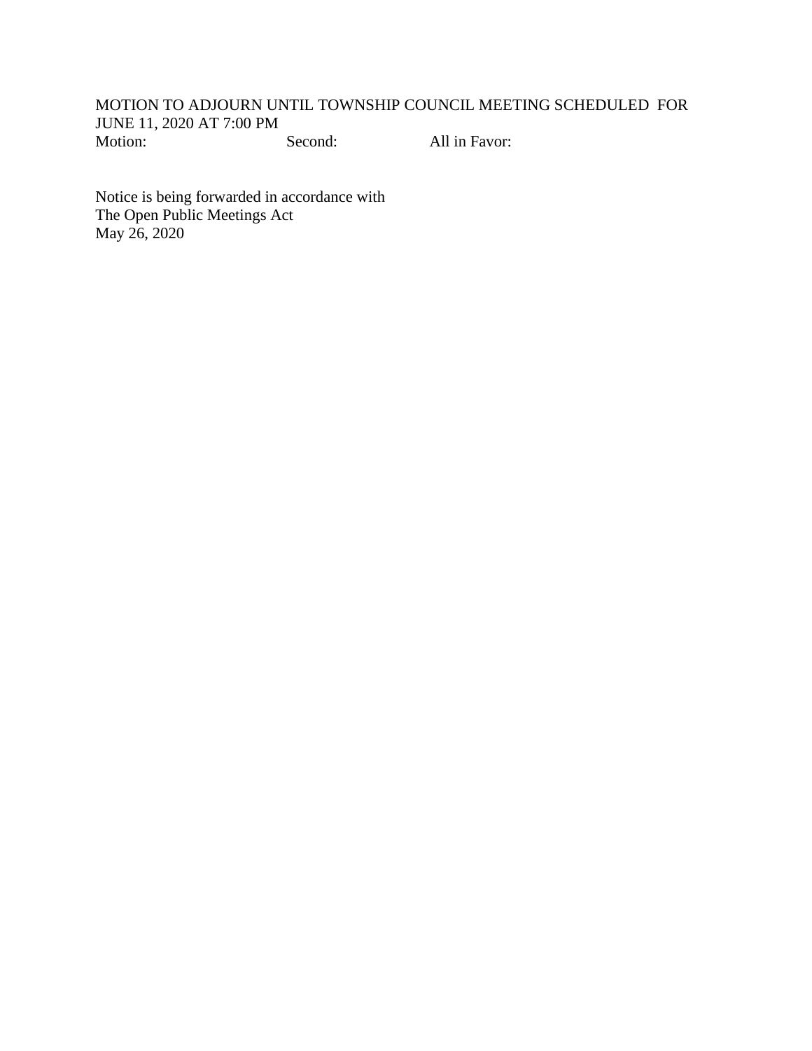MOTION TO ADJOURN UNTIL TOWNSHIP COUNCIL MEETING SCHEDULED FOR JUNE 11, 2020 AT 7:00 PM

Motion: Second: All in Favor:

Notice is being forwarded in accordance with
The Open Public Meetings Act
May 26, 2020